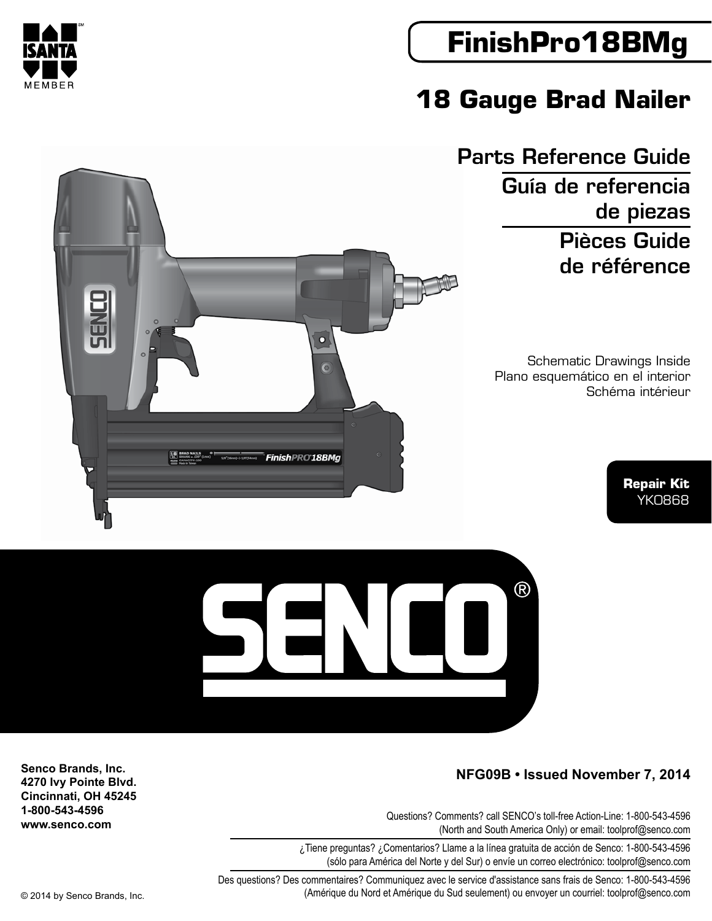ISANTA MEMBER

# FinishPro18BMg

## 18 Gauge Brad Nailer

## Parts Reference Guide

## Guía de referencia de piezas

## Pièces Guide de référence

Schematic Drawings Inside
Plano esquemático en el interior
Schéma intérieur

**Repair Kit**
YK0868

SENCO®

**Senco Brands, Inc.**
**4270 Ivy Pointe Blvd.**
**Cincinnati, OH 45245**
**1-800-543-4596**
**www.senco.com**

**NFG09B • Issued November 7, 2014**

Questions? Comments? call SENCO's toll-free Action-Line: 1-800-543-4596 (North and South America Only) or email: toolprof@senco.com

¿Tiene preguntas? ¿Comentarios? Llame a la línea gratuita de acción de Senco: 1-800-543-4596 (sólo para América del Norte y del Sur) o envíe un correo electrónico: toolprof@senco.com

Des questions? Des commentaires? Communiquez avec le service d'assistance sans frais de Senco: 1-800-543-4596 (Amérique du Nord et Amérique du Sud seulement) ou envoyer un courriel: toolprof@senco.com

© 2014 by Senco Brands, Inc.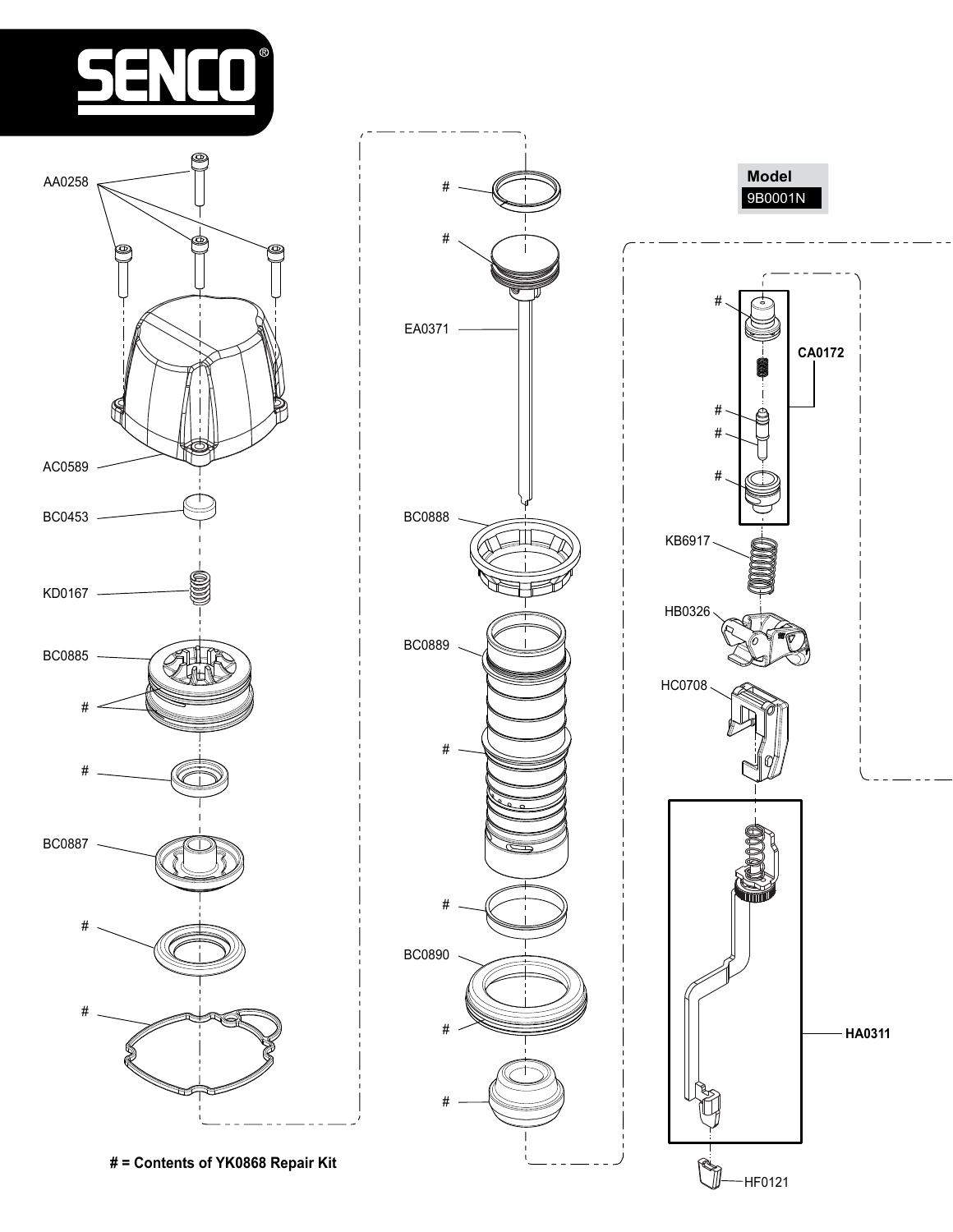SENCO®

**Model**

9B0001N

AA0258

AC0589

BC0453

KD0167

BC0885

#

#

BC0887

#

#

#

#

EA0371

BC0888

BC0889

#

#

BC0890

#

#

#

#

#

#

CA0172

KB6917

HB0326

HC0708

HA0311

HF0121

**# = Contents of YK0868 Repair Kit**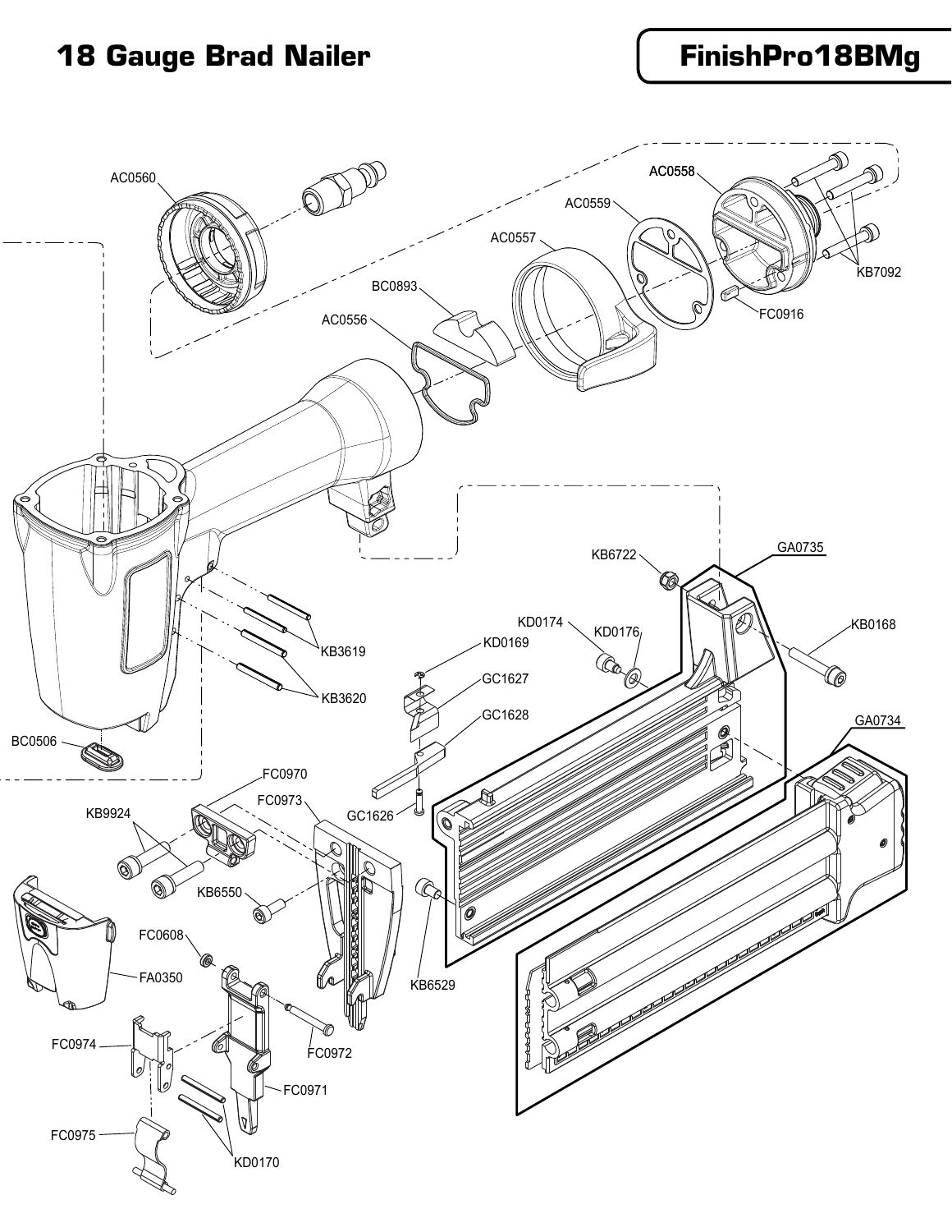# 18 Gauge Brad Nailer

## FinishPro18BMg

AC0560
AC0558
AC0559
AC0557
BC0893
AC0556
KB7092
FC0916
KB6722
GA0735
KD0174
KD0176
KB0168
KD0169
GC1627
GC1628
KB3619
KB3620
GA0734
BC0506
FC0970
FC0973
GC1626
KB9924
KB6550
KB6529
FC0608
FA0350
FC0974
FC0972
FC0971
FC0975
KD0170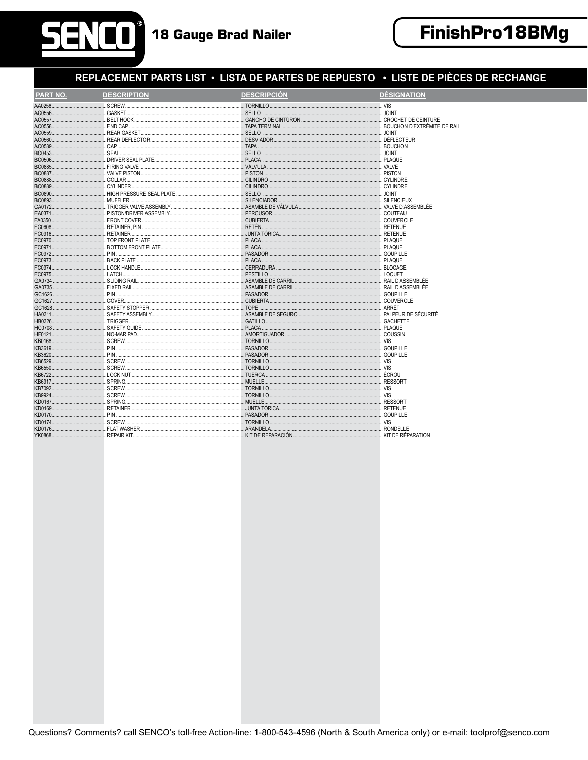# SENCO® 18 Gauge Brad Nailer

## FinishPro18BMg

### REPLACEMENT PARTS LIST • LISTA DE PARTES DE REPUESTO • LISTE DE PIÈCES DE RECHANGE

| PART NO. | DESCRIPTION | DESCRIPCIÓN | DÉSIGNATION |
|---|---|---|---|
| AA0258 | SCREW | TORNILLO | VIS |
| AC0556 | GASKET | SELLO | JOINT |
| AC0557 | BELT HOOK | GANCHO DE CINTÚRON | CROCHET DE CEINTURE |
| AC0558 | END CAP | TAPA TERMINAL | BOUCHON D'EXTRÉMITE DE RAIL |
| AC0559 | REAR GASKET | SELLO | JOINT |
| AC0560 | REAR DEFLECTOR | DESVIADOR | DÉFLECTEUR |
| AC0589 | CAP | TAPA | BOUCHON |
| BC0453 | SEAL | SELLO | JOINT |
| BC0506 | DRIVER SEAL PLATE | PLACA | PLAQUE |
| BC0885 | FIRING VALVE | VÁLVULA | VALVE |
| BC0887 | VALVE PISTON | PISTON | PISTON |
| BC0888 | COLLAR | CILINDRO | CYLINDRE |
| BC0889 | CYLINDER | CILINDRO | CYLINDRE |
| BC0890 | HIGH PRESSURE SEAL PLATE | SELLO | JOINT |
| BC0893 | MUFFLER | SILENCIADOR | SILENCIEUX |
| CA0172 | TRIGGER VALVE ASSEMBLY | ASAMBLE DE VÁLVULA | VALVE D'ASSEMBLÉE |
| EA0371 | PISTON/DRIVER ASSEMBLY | PERCUSOR | COUTEAU |
| FA0350 | FRONT COVER | CUBIERTA | COUVERCLE |
| FC0608 | RETAINER, PIN | RETÉN | RETENUE |
| FC0916 | RETAINER | JUNTA TÓRICA | RETENUE |
| FC0970 | TOP FRONT PLATE | PLACA | PLAQUE |
| FC0971 | BOTTOM FRONT PLATE | PLACA | PLAQUE |
| FC0972 | PIN | PASADOR | GOUPILLE |
| FC0973 | BACK PLATE | PLACA | PLAQUE |
| FC0974 | LOCK HANDLE | CERRADURA | BLOCAGE |
| FC0975 | LATCH | PESTILLO | LOQUET |
| GA0734 | SLIDING RAIL | ASAMBLE DE CARRIL | RAIL D'ASSEMBLÉE |
| GA0735 | FIXED RAIL | ASAMBLE DE CARRIL | RAIL D'ASSEMBLÉE |
| GC1626 | PIN | PASADOR | GOUPILLE |
| GC1627 | COVER | CUBIERTA | COUVERCLE |
| GC1628 | SAFETY STOPPER | TOPE | ARRÊT |
| HA0311 | SAFETY ASSEMBLY | ASAMBLE DE SEGURO | PALPEUR DE SÉCURITÉ |
| HB0326 | TRIGGER | GATILLO | GACHETTE |
| HC0708 | SAFETY GUIDE | PLACA | PLAQUE |
| HF0121 | NO-MAR PAD | AMORTIGUADOR | COUSSIN |
| KB0168 | SCREW | TORNILLO | VIS |
| KB3619 | PIN | PASADOR | GOUPILLE |
| KB3620 | PIN | PASADOR | GOUPILLE |
| KB6529 | SCREW | TORNILLO | VIS |
| KB6550 | SCREW | TORNILLO | VIS |
| KB6722 | LOCK NUT | TUERCA | ÉCROU |
| KB6917 | SPRING | MUELLE | RESSORT |
| KB7092 | SCREW | TORNILLO | VIS |
| KB9924 | SCREW | TORNILLO | VIS |
| KD0167 | SPRING | MUELLE | RESSORT |
| KD0169 | RETAINER | JUNTA TÓRICA | RETENUE |
| KD0170 | PIN | PASADOR | GOUPILLE |
| KD0174 | SCREW | TORNILLO | VIS |
| KD0176 | FLAT WASHER | ARANDELA | RONDELLE |
| YK0868 | REPAIR KIT | KIT DE REPARACIÓN | KIT DE RÉPARATION |

Questions? Comments? call SENCO's toll-free Action-line: 1-800-543-4596 (North & South America only) or e-mail: toolprof@senco.com